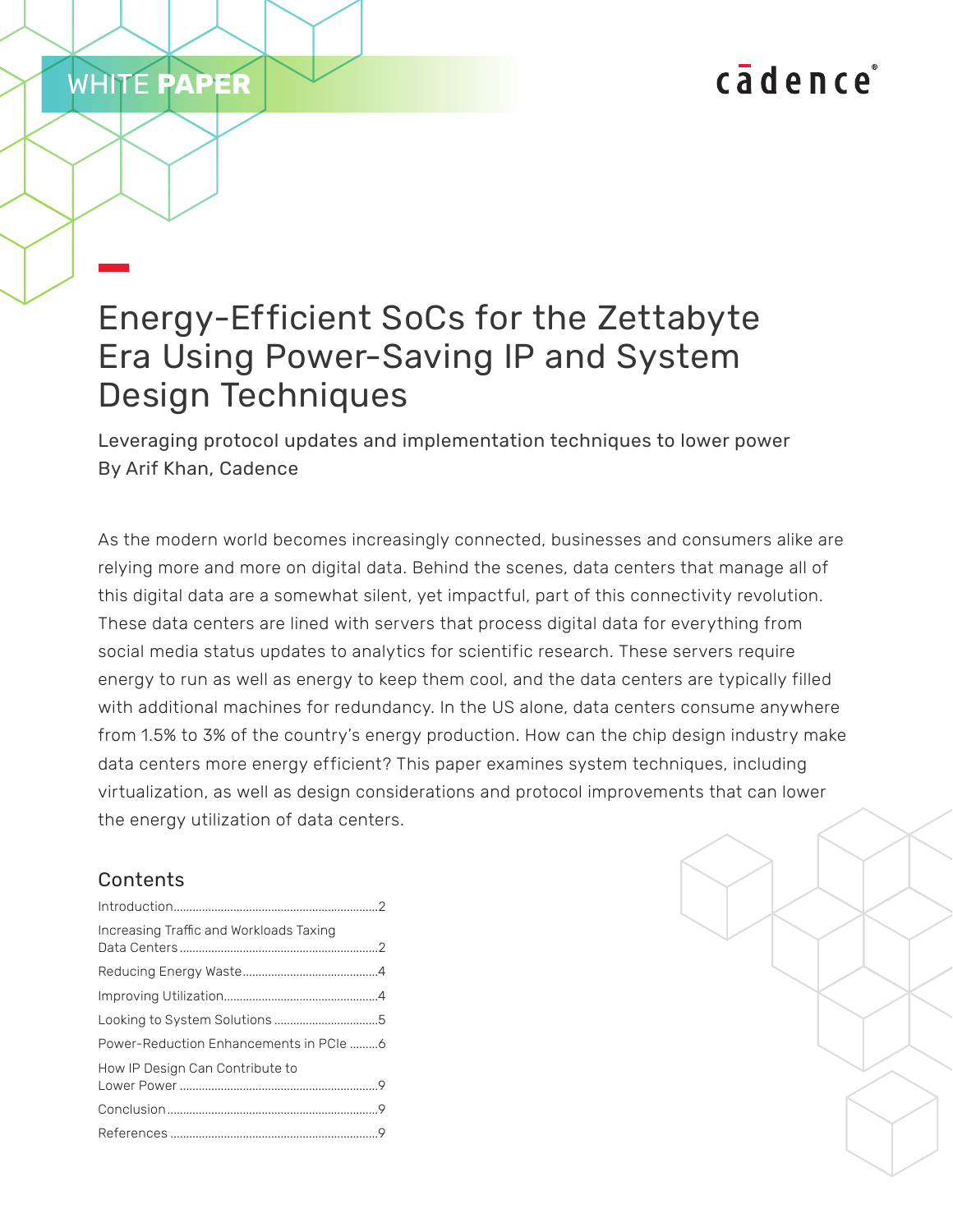WHITE **PAPER**

cādence

# Energy-Efficient SoCs for the Zettabyte Era Using Power-Saving IP and System Design Techniques

Leveraging protocol updates and implementation techniques to lower power
By Arif Khan, Cadence

As the modern world becomes increasingly connected, businesses and consumers alike are relying more and more on digital data. Behind the scenes, data centers that manage all of this digital data are a somewhat silent, yet impactful, part of this connectivity revolution. These data centers are lined with servers that process digital data for everything from social media status updates to analytics for scientific research. These servers require energy to run as well as energy to keep them cool, and the data centers are typically filled with additional machines for redundancy. In the US alone, data centers consume anywhere from 1.5% to 3% of the country's energy production. How can the chip design industry make data centers more energy efficient? This paper examines system techniques, including virtualization, as well as design considerations and protocol improvements that can lower the energy utilization of data centers.

## Contents

Introduction....................2
Increasing Traffic and Workloads Taxing Data Centers....................2
Reducing Energy Waste....................4
Improving Utilization....................4
Looking to System Solutions....................5
Power-Reduction Enhancements in PCIe....................6
How IP Design Can Contribute to Lower Power....................9
Conclusion....................9
References....................9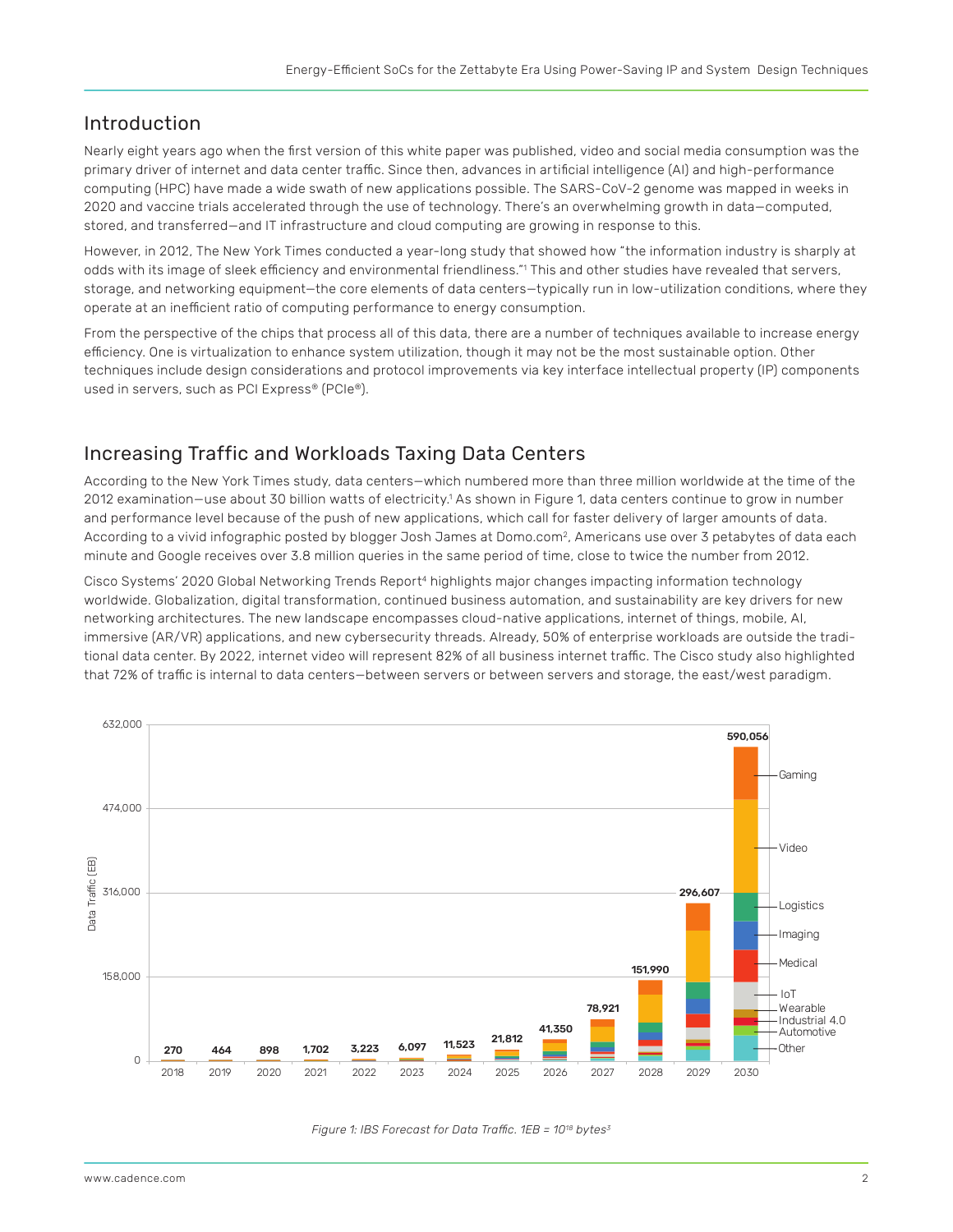## Introduction

Nearly eight years ago when the first version of this white paper was published, video and social media consumption was the primary driver of internet and data center traffic. Since then, advances in artificial intelligence (AI) and high-performance computing (HPC) have made a wide swath of new applications possible. The SARS-CoV-2 genome was mapped in weeks in 2020 and vaccine trials accelerated through the use of technology. There's an overwhelming growth in data—computed, stored, and transferred—and IT infrastructure and cloud computing are growing in response to this.

However, in 2012, The New York Times conducted a year-long study that showed how "the information industry is sharply at odds with its image of sleek efficiency and environmental friendliness."[1] This and other studies have revealed that servers, storage, and networking equipment—the core elements of data centers—typically run in low-utilization conditions, where they operate at an inefficient ratio of computing performance to energy consumption.

From the perspective of the chips that process all of this data, there are a number of techniques available to increase energy efficiency. One is virtualization to enhance system utilization, though it may not be the most sustainable option. Other techniques include design considerations and protocol improvements via key interface intellectual property (IP) components used in servers, such as PCI Express® (PCIe®).

## Increasing Traffic and Workloads Taxing Data Centers

According to the New York Times study, data centers—which numbered more than three million worldwide at the time of the 2012 examination—use about 30 billion watts of electricity.[1] As shown in Figure 1, data centers continue to grow in number and performance level because of the push of new applications, which call for faster delivery of larger amounts of data. According to a vivid infographic posted by blogger Josh James at Domo.com[2], Americans use over 3 petabytes of data each minute and Google receives over 3.8 million queries in the same period of time, close to twice the number from 2012.

Cisco Systems' 2020 Global Networking Trends Report[4] highlights major changes impacting information technology worldwide. Globalization, digital transformation, continued business automation, and sustainability are key drivers for new networking architectures. The new landscape encompasses cloud-native applications, internet of things, mobile, AI, immersive (AR/VR) applications, and new cybersecurity threats. Already, 50% of enterprise workloads are outside the traditional data center. By 2022, internet video will represent 82% of all business internet traffic. The Cisco study also highlighted that 72% of traffic is internal to data centers—between servers or between servers and storage, the east/west paradigm.

| Year | Data Traffic (EB) |
|---|---|
| 2018 | 270 |
| 2019 | 464 |
| 2020 | 898 |
| 2021 | 1,702 |
| 2022 | 3,223 |
| 2023 | 6,097 |
| 2024 | 11,523 |
| 2025 | 21,812 |
| 2026 | 41,350 |
| 2027 | 78,921 |
| 2028 | 151,990 |
| 2029 | 296,607 |
| 2030 | 590,056 |

Segments: Gaming, Video, Logistics, Imaging, Medical, IoT, Wearable, Industrial 4.0, Automotive, Other

*Figure 1: IBS Forecast for Data Traffic. 1EB = $10^{18}$ bytes[3]*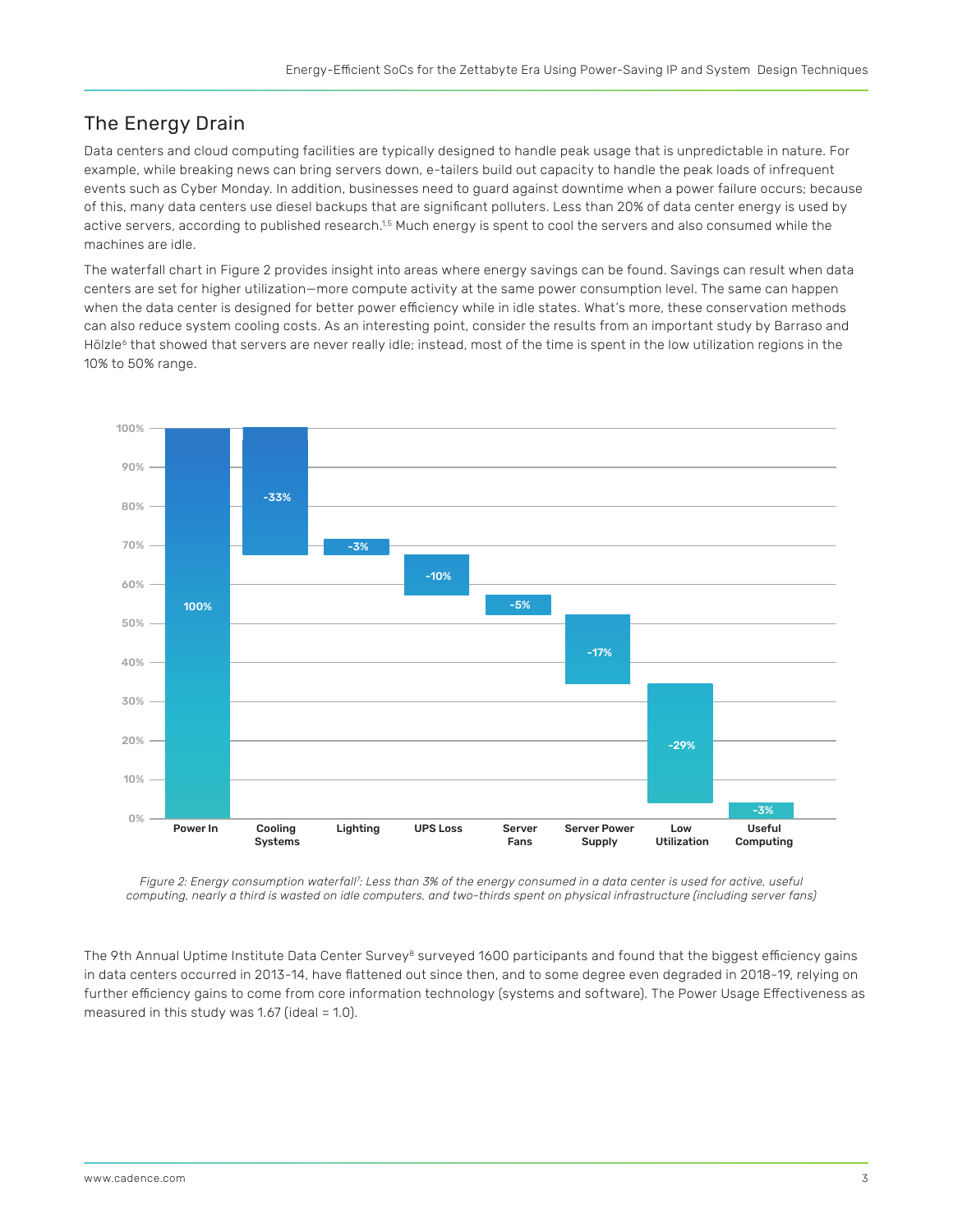## The Energy Drain

Data centers and cloud computing facilities are typically designed to handle peak usage that is unpredictable in nature. For example, while breaking news can bring servers down, e-tailers build out capacity to handle the peak loads of infrequent events such as Cyber Monday. In addition, businesses need to guard against downtime when a power failure occurs; because of this, many data centers use diesel backups that are significant polluters. Less than 20% of data center energy is used by active servers, according to published research.[1,5] Much energy is spent to cool the servers and also consumed while the machines are idle.

The waterfall chart in Figure 2 provides insight into areas where energy savings can be found. Savings can result when data centers are set for higher utilization—more compute activity at the same power consumption level. The same can happen when the data center is designed for better power efficiency while in idle states. What's more, these conservation methods can also reduce system cooling costs. As an interesting point, consider the results from an important study by Barraso and Hölzle[6] that showed that servers are never really idle; instead, most of the time is spent in the low utilization regions in the 10% to 50% range.

*Figure 2: Energy consumption waterfall[7]: Less than 3% of the energy consumed in a data center is used for active, useful computing, nearly a third is wasted on idle computers, and two-thirds spent on physical infrastructure (including server fans)*

The 9th Annual Uptime Institute Data Center Survey[8] surveyed 1600 participants and found that the biggest efficiency gains in data centers occurred in 2013-14, have flattened out since then, and to some degree even degraded in 2018-19, relying on further efficiency gains to come from core information technology (systems and software). The Power Usage Effectiveness as measured in this study was 1.67 (ideal = 1.0).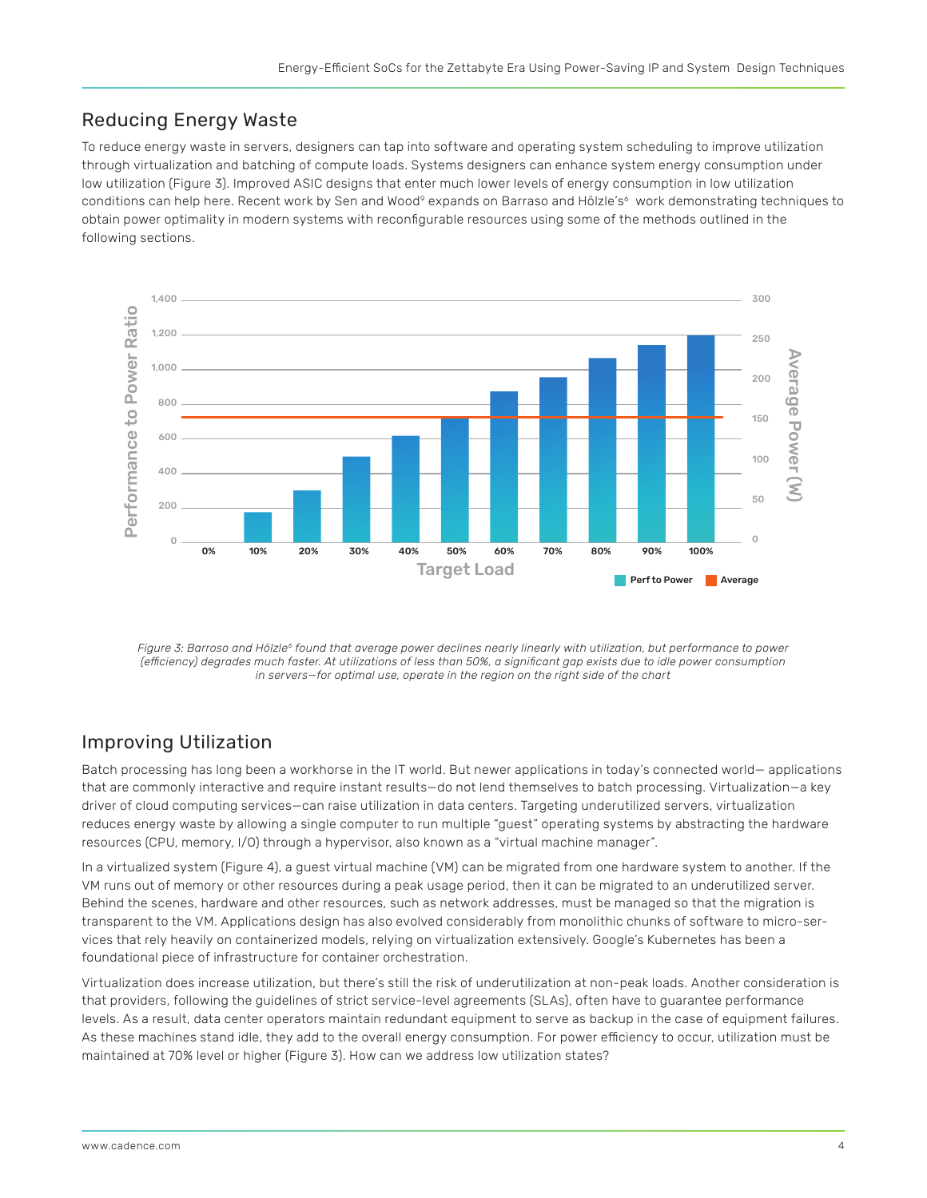## Reducing Energy Waste

To reduce energy waste in servers, designers can tap into software and operating system scheduling to improve utilization through virtualization and batching of compute loads. Systems designers can enhance system energy consumption under low utilization (Figure 3). Improved ASIC designs that enter much lower levels of energy consumption in low utilization conditions can help here. Recent work by Sen and Wood[9] expands on Barraso and Hölzle's[6] work demonstrating techniques to obtain power optimality in modern systems with reconfigurable resources using some of the methods outlined in the following sections.

*Figure 3: Barroso and Hölzle[6] found that average power declines nearly linearly with utilization, but performance to power (efficiency) degrades much faster. At utilizations of less than 50%, a significant gap exists due to idle power consumption in servers—for optimal use, operate in the region on the right side of the chart*

## Improving Utilization

Batch processing has long been a workhorse in the IT world. But newer applications in today's connected world— applications that are commonly interactive and require instant results—do not lend themselves to batch processing. Virtualization—a key driver of cloud computing services—can raise utilization in data centers. Targeting underutilized servers, virtualization reduces energy waste by allowing a single computer to run multiple "guest" operating systems by abstracting the hardware resources (CPU, memory, I/O) through a hypervisor, also known as a "virtual machine manager".

In a virtualized system (Figure 4), a guest virtual machine (VM) can be migrated from one hardware system to another. If the VM runs out of memory or other resources during a peak usage period, then it can be migrated to an underutilized server. Behind the scenes, hardware and other resources, such as network addresses, must be managed so that the migration is transparent to the VM. Applications design has also evolved considerably from monolithic chunks of software to micro-services that rely heavily on containerized models, relying on virtualization extensively. Google's Kubernetes has been a foundational piece of infrastructure for container orchestration.

Virtualization does increase utilization, but there's still the risk of underutilization at non-peak loads. Another consideration is that providers, following the guidelines of strict service-level agreements (SLAs), often have to guarantee performance levels. As a result, data center operators maintain redundant equipment to serve as backup in the case of equipment failures. As these machines stand idle, they add to the overall energy consumption. For power efficiency to occur, utilization must be maintained at 70% level or higher (Figure 3). How can we address low utilization states?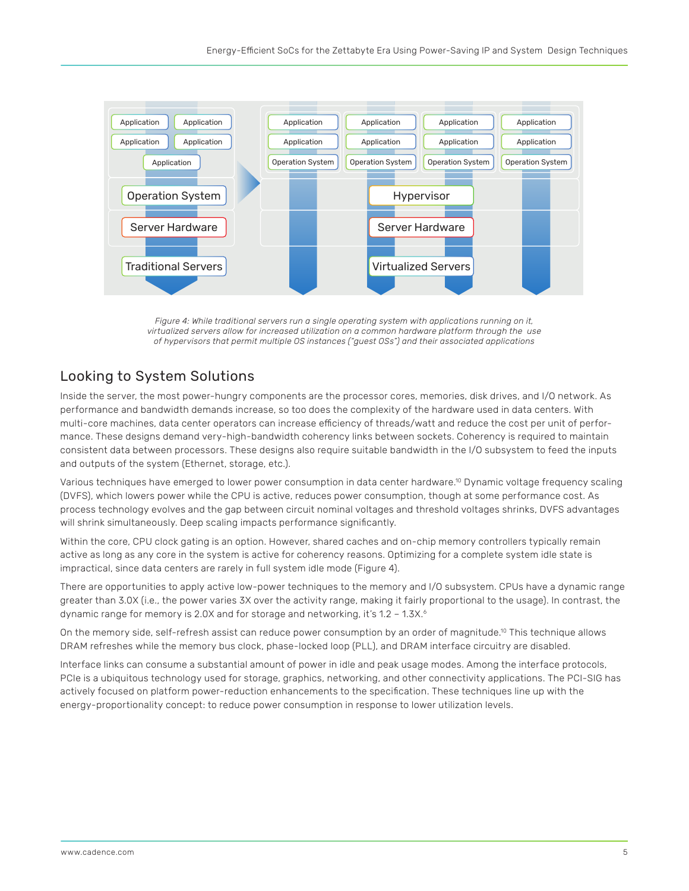*Figure 4: While traditional servers run a single operating system with applications running on it, virtualized servers allow for increased utilization on a common hardware platform through the use of hypervisors that permit multiple OS instances ("guest OSs") and their associated applications*

## Looking to System Solutions

Inside the server, the most power-hungry components are the processor cores, memories, disk drives, and I/O network. As performance and bandwidth demands increase, so too does the complexity of the hardware used in data centers. With multi-core machines, data center operators can increase efficiency of threads/watt and reduce the cost per unit of performance. These designs demand very-high-bandwidth coherency links between sockets. Coherency is required to maintain consistent data between processors. These designs also require suitable bandwidth in the I/O subsystem to feed the inputs and outputs of the system (Ethernet, storage, etc.).

Various techniques have emerged to lower power consumption in data center hardware.[10] Dynamic voltage frequency scaling (DVFS), which lowers power while the CPU is active, reduces power consumption, though at some performance cost. As process technology evolves and the gap between circuit nominal voltages and threshold voltages shrinks, DVFS advantages will shrink simultaneously. Deep scaling impacts performance significantly.

Within the core, CPU clock gating is an option. However, shared caches and on-chip memory controllers typically remain active as long as any core in the system is active for coherency reasons. Optimizing for a complete system idle state is impractical, since data centers are rarely in full system idle mode (Figure 4).

There are opportunities to apply active low-power techniques to the memory and I/O subsystem. CPUs have a dynamic range greater than 3.0X (i.e., the power varies 3X over the activity range, making it fairly proportional to the usage). In contrast, the dynamic range for memory is 2.0X and for storage and networking, it's 1.2 – 1.3X.[6]

On the memory side, self-refresh assist can reduce power consumption by an order of magnitude.[10] This technique allows DRAM refreshes while the memory bus clock, phase-locked loop (PLL), and DRAM interface circuitry are disabled.

Interface links can consume a substantial amount of power in idle and peak usage modes. Among the interface protocols, PCIe is a ubiquitous technology used for storage, graphics, networking, and other connectivity applications. The PCI-SIG has actively focused on platform power-reduction enhancements to the specification. These techniques line up with the energy-proportionality concept: to reduce power consumption in response to lower utilization levels.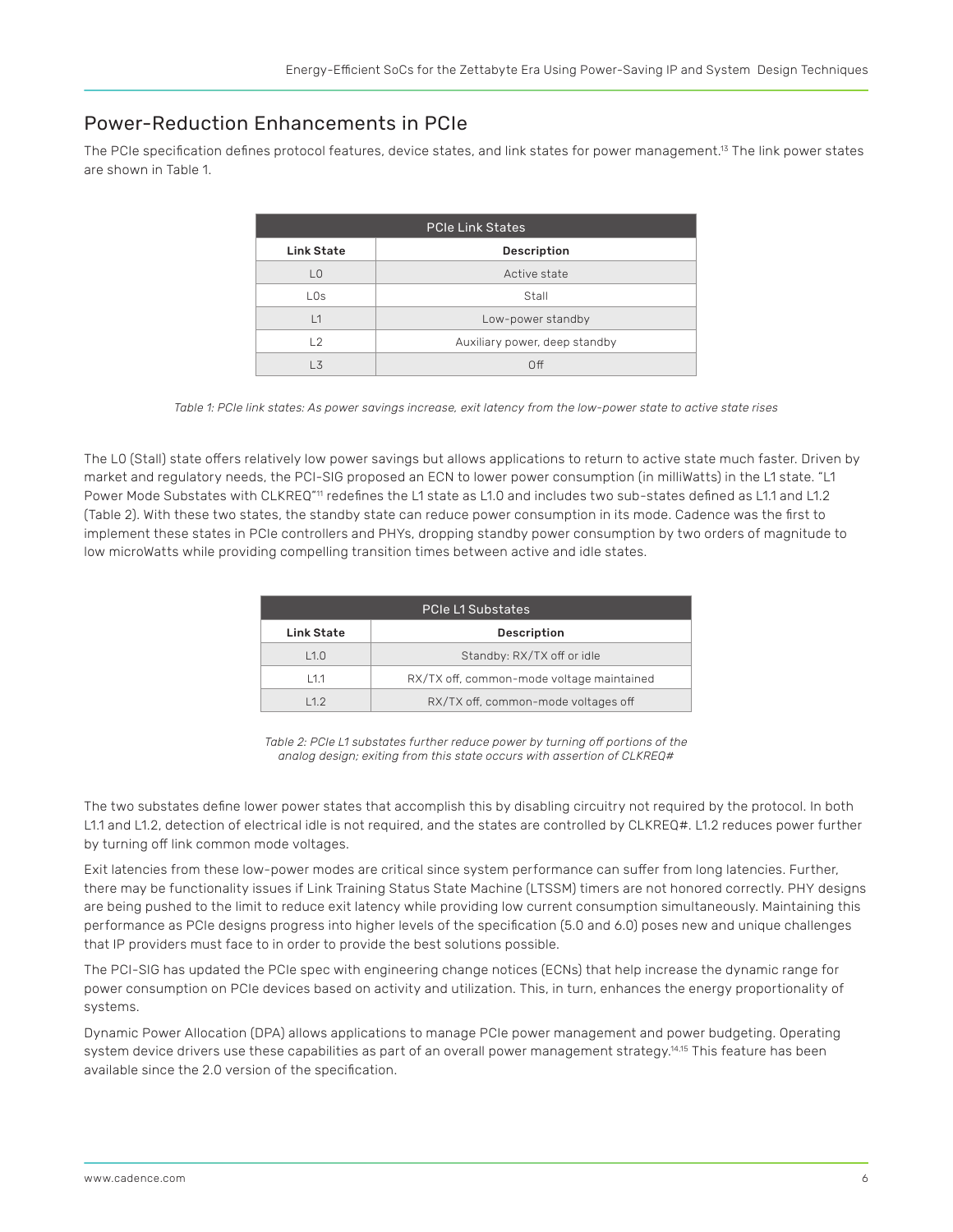## Power-Reduction Enhancements in PCIe

The PCIe specification defines protocol features, device states, and link states for power management.[13] The link power states are shown in Table 1.

| PCIe Link States | |
|---|---|
| **Link State** | **Description** |
| L0 | Active state |
| L0s | Stall |
| L1 | Low-power standby |
| L2 | Auxiliary power, deep standby |
| L3 | Off |

*Table 1: PCIe link states: As power savings increase, exit latency from the low-power state to active state rises*

The L0 (Stall) state offers relatively low power savings but allows applications to return to active state much faster. Driven by market and regulatory needs, the PCI-SIG proposed an ECN to lower power consumption (in milliWatts) in the L1 state. "L1 Power Mode Substates with CLKREQ"[11] redefines the L1 state as L1.0 and includes two sub-states defined as L1.1 and L1.2 (Table 2). With these two states, the standby state can reduce power consumption in its mode. Cadence was the first to implement these states in PCIe controllers and PHYs, dropping standby power consumption by two orders of magnitude to low microWatts while providing compelling transition times between active and idle states.

| PCIe L1 Substates | |
|---|---|
| **Link State** | **Description** |
| L1.0 | Standby: RX/TX off or idle |
| L1.1 | RX/TX off, common-mode voltage maintained |
| L1.2 | RX/TX off, common-mode voltages off |

*Table 2: PCIe L1 substates further reduce power by turning off portions of the analog design; exiting from this state occurs with assertion of CLKREQ#*

The two substates define lower power states that accomplish this by disabling circuitry not required by the protocol. In both L1.1 and L1.2, detection of electrical idle is not required, and the states are controlled by CLKREQ#. L1.2 reduces power further by turning off link common mode voltages.

Exit latencies from these low-power modes are critical since system performance can suffer from long latencies. Further, there may be functionality issues if Link Training Status State Machine (LTSSM) timers are not honored correctly. PHY designs are being pushed to the limit to reduce exit latency while providing low current consumption simultaneously. Maintaining this performance as PCIe designs progress into higher levels of the specification (5.0 and 6.0) poses new and unique challenges that IP providers must face to in order to provide the best solutions possible.

The PCI-SIG has updated the PCIe spec with engineering change notices (ECNs) that help increase the dynamic range for power consumption on PCIe devices based on activity and utilization. This, in turn, enhances the energy proportionality of systems.

Dynamic Power Allocation (DPA) allows applications to manage PCIe power management and power budgeting. Operating system device drivers use these capabilities as part of an overall power management strategy.[14,15] This feature has been available since the 2.0 version of the specification.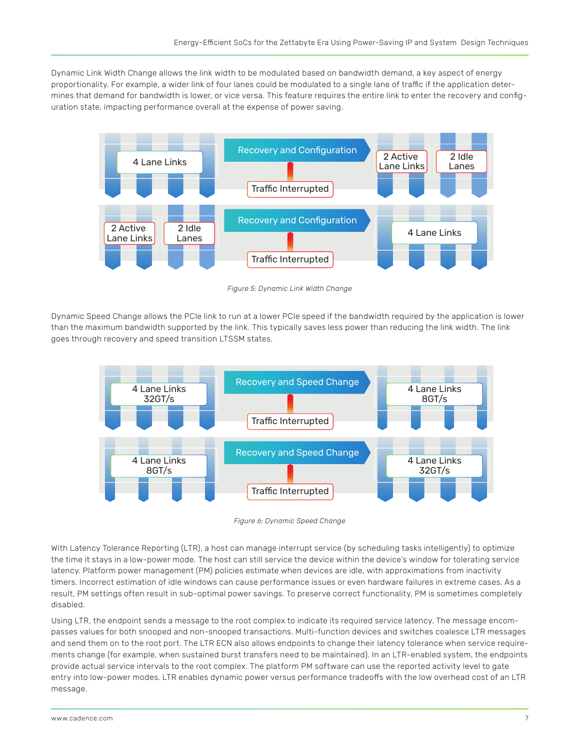Dynamic Link Width Change allows the link width to be modulated based on bandwidth demand, a key aspect of energy proportionality. For example, a wider link of four lanes could be modulated to a single lane of traffic if the application determines that demand for bandwidth is lower, or vice versa. This feature requires the entire link to enter the recovery and configuration state, impacting performance overall at the expense of power saving.

*Figure 5: Dynamic Link Width Change*

Dynamic Speed Change allows the PCIe link to run at a lower PCIe speed if the bandwidth required by the application is lower than the maximum bandwidth supported by the link. This typically saves less power than reducing the link width. The link goes through recovery and speed transition LTSSM states.

*Figure 6: Dynamic Speed Change*

With Latency Tolerance Reporting (LTR), a host can manage interrupt service (by scheduling tasks intelligently) to optimize the time it stays in a low-power mode. The host can still service the device within the device's window for tolerating service latency. Platform power management (PM) policies estimate when devices are idle, with approximations from inactivity timers. Incorrect estimation of idle windows can cause performance issues or even hardware failures in extreme cases. As a result, PM settings often result in sub-optimal power savings. To preserve correct functionality, PM is sometimes completely disabled.

Using LTR, the endpoint sends a message to the root complex to indicate its required service latency. The message encompasses values for both snooped and non-snooped transactions. Multi-function devices and switches coalesce LTR messages and send them on to the root port. The LTR ECN also allows endpoints to change their latency tolerance when service requirements change (for example, when sustained burst transfers need to be maintained). In an LTR-enabled system, the endpoints provide actual service intervals to the root complex. The platform PM software can use the reported activity level to gate entry into low-power modes. LTR enables dynamic power versus performance tradeoffs with the low overhead cost of an LTR message.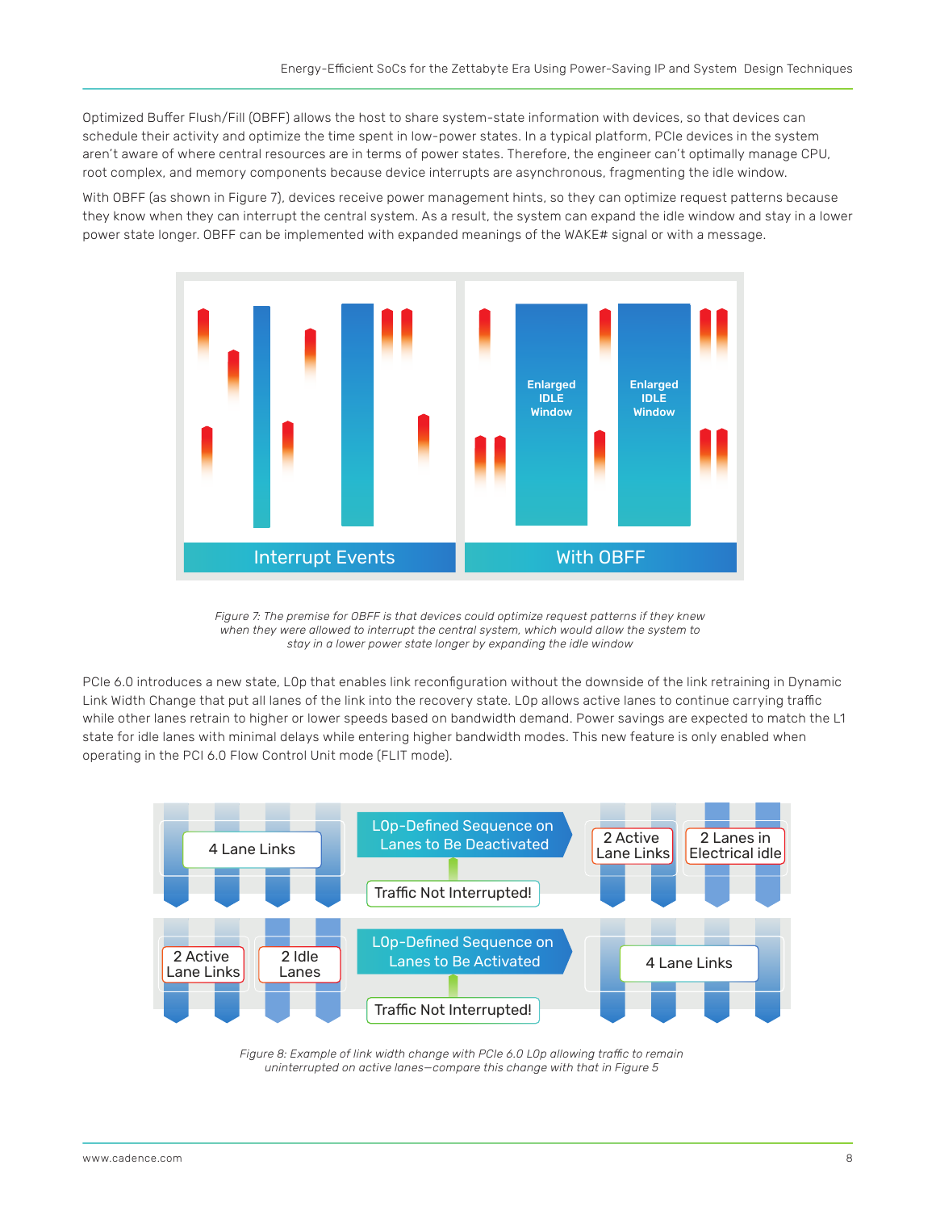Optimized Buffer Flush/Fill (OBFF) allows the host to share system-state information with devices, so that devices can schedule their activity and optimize the time spent in low-power states. In a typical platform, PCIe devices in the system aren't aware of where central resources are in terms of power states. Therefore, the engineer can't optimally manage CPU, root complex, and memory components because device interrupts are asynchronous, fragmenting the idle window.

With OBFF (as shown in Figure 7), devices receive power management hints, so they can optimize request patterns because they know when they can interrupt the central system. As a result, the system can expand the idle window and stay in a lower power state longer. OBFF can be implemented with expanded meanings of the WAKE# signal or with a message.

*Figure 7: The premise for OBFF is that devices could optimize request patterns if they knew when they were allowed to interrupt the central system, which would allow the system to stay in a lower power state longer by expanding the idle window*

PCIe 6.0 introduces a new state, L0p that enables link reconfiguration without the downside of the link retraining in Dynamic Link Width Change that put all lanes of the link into the recovery state. L0p allows active lanes to continue carrying traffic while other lanes retrain to higher or lower speeds based on bandwidth demand. Power savings are expected to match the L1 state for idle lanes with minimal delays while entering higher bandwidth modes. This new feature is only enabled when operating in the PCI 6.0 Flow Control Unit mode (FLIT mode).

*Figure 8: Example of link width change with PCIe 6.0 L0p allowing traffic to remain uninterrupted on active lanes—compare this change with that in Figure 5*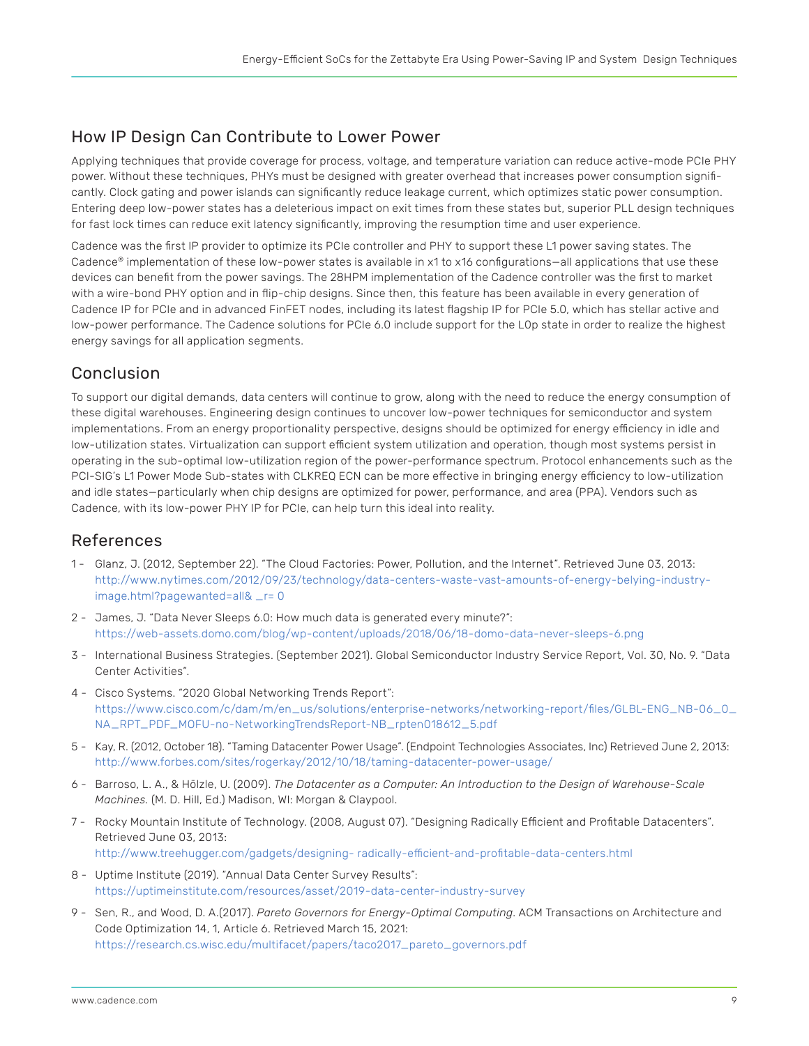## How IP Design Can Contribute to Lower Power

Applying techniques that provide coverage for process, voltage, and temperature variation can reduce active-mode PCIe PHY power. Without these techniques, PHYs must be designed with greater overhead that increases power consumption significantly. Clock gating and power islands can significantly reduce leakage current, which optimizes static power consumption. Entering deep low-power states has a deleterious impact on exit times from these states but, superior PLL design techniques for fast lock times can reduce exit latency significantly, improving the resumption time and user experience.

Cadence was the first IP provider to optimize its PCIe controller and PHY to support these L1 power saving states. The Cadence® implementation of these low-power states is available in x1 to x16 configurations—all applications that use these devices can benefit from the power savings. The 28HPM implementation of the Cadence controller was the first to market with a wire-bond PHY option and in flip-chip designs. Since then, this feature has been available in every generation of Cadence IP for PCIe and in advanced FinFET nodes, including its latest flagship IP for PCIe 5.0, which has stellar active and low-power performance. The Cadence solutions for PCIe 6.0 include support for the L0p state in order to realize the highest energy savings for all application segments.

## Conclusion

To support our digital demands, data centers will continue to grow, along with the need to reduce the energy consumption of these digital warehouses. Engineering design continues to uncover low-power techniques for semiconductor and system implementations. From an energy proportionality perspective, designs should be optimized for energy efficiency in idle and low-utilization states. Virtualization can support efficient system utilization and operation, though most systems persist in operating in the sub-optimal low-utilization region of the power-performance spectrum. Protocol enhancements such as the PCI-SIG's L1 Power Mode Sub-states with CLKREQ ECN can be more effective in bringing energy efficiency to low-utilization and idle states—particularly when chip designs are optimized for power, performance, and area (PPA). Vendors such as Cadence, with its low-power PHY IP for PCIe, can help turn this ideal into reality.

## References

1 - Glanz, J. (2012, September 22). "The Cloud Factories: Power, Pollution, and the Internet". Retrieved June 03, 2013: http://www.nytimes.com/2012/09/23/technology/data-centers-waste-vast-amounts-of-energy-belying-industry-image.html?pagewanted=all& _r= 0

2 - James, J. "Data Never Sleeps 6.0: How much data is generated every minute?": https://web-assets.domo.com/blog/wp-content/uploads/2018/06/18-domo-data-never-sleeps-6.png

3 - International Business Strategies. (September 2021). Global Semiconductor Industry Service Report, Vol. 30, No. 9. "Data Center Activities".

4 - Cisco Systems. "2020 Global Networking Trends Report": https://www.cisco.com/c/dam/m/en_us/solutions/enterprise-networks/networking-report/files/GLBL-ENG_NB-06_0_NA_RPT_PDF_MOFU-no-NetworkingTrendsReport-NB_rpten018612_5.pdf

5 - Kay, R. (2012, October 18). "Taming Datacenter Power Usage". (Endpoint Technologies Associates, Inc) Retrieved June 2, 2013: http://www.forbes.com/sites/rogerkay/2012/10/18/taming-datacenter-power-usage/

6 - Barroso, L. A., & Hölzle, U. (2009). *The Datacenter as a Computer: An Introduction to the Design of Warehouse-Scale Machines.* (M. D. Hill, Ed.) Madison, WI: Morgan & Claypool.

7 - Rocky Mountain Institute of Technology. (2008, August 07). "Designing Radically Efficient and Profitable Datacenters". Retrieved June 03, 2013: http://www.treehugger.com/gadgets/designing- radically-efficient-and-profitable-data-centers.html

8 - Uptime Institute (2019). "Annual Data Center Survey Results": https://uptimeinstitute.com/resources/asset/2019-data-center-industry-survey

9 - Sen, R., and Wood, D. A.(2017). *Pareto Governors for Energy-Optimal Computing.* ACM Transactions on Architecture and Code Optimization 14, 1, Article 6. Retrieved March 15, 2021: https://research.cs.wisc.edu/multifacet/papers/taco2017_pareto_governors.pdf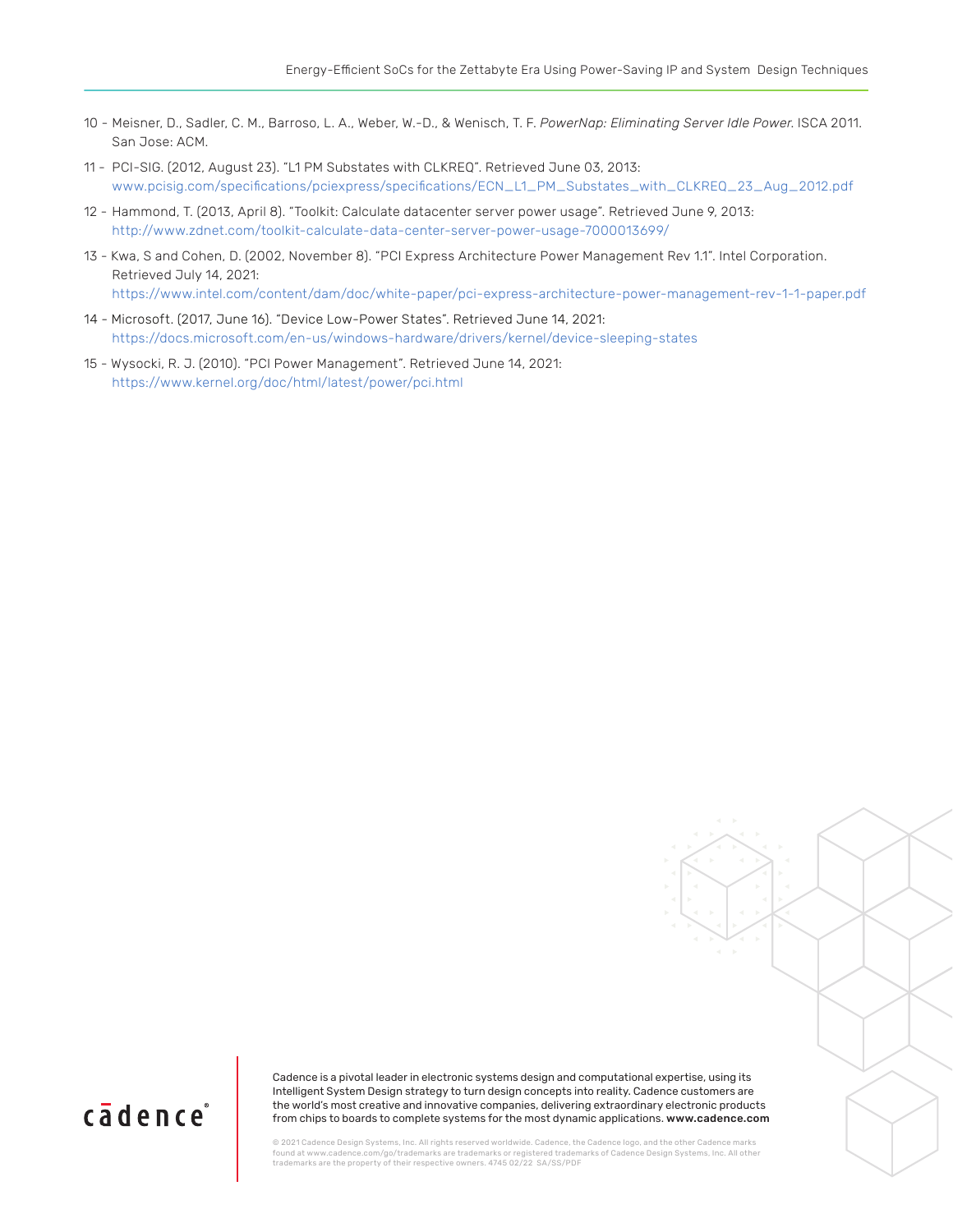10 - Meisner, D., Sadler, C. M., Barroso, L. A., Weber, W.-D., & Wenisch, T. F. *PowerNap: Eliminating Server Idle Power.* ISCA 2011. San Jose: ACM.

11 - PCI-SIG. (2012, August 23). “L1 PM Substates with CLKREQ”. Retrieved June 03, 2013: www.pcisig.com/specifications/pciexpress/specifications/ECN_L1_PM_Substates_with_CLKREQ_23_Aug_2012.pdf

12 - Hammond, T. (2013, April 8). “Toolkit: Calculate datacenter server power usage”. Retrieved June 9, 2013: http://www.zdnet.com/toolkit-calculate-data-center-server-power-usage-7000013699/

13 - Kwa, S and Cohen, D. (2002, November 8). “PCI Express Architecture Power Management Rev 1.1”. Intel Corporation. Retrieved July 14, 2021: https://www.intel.com/content/dam/doc/white-paper/pci-express-architecture-power-management-rev-1-1-paper.pdf

14 - Microsoft. (2017, June 16). “Device Low-Power States”. Retrieved June 14, 2021: https://docs.microsoft.com/en-us/windows-hardware/drivers/kernel/device-sleeping-states

15 - Wysocki, R. J. (2010). “PCI Power Management”. Retrieved June 14, 2021: https://www.kernel.org/doc/html/latest/power/pci.html

cādence®

Cadence is a pivotal leader in electronic systems design and computational expertise, using its Intelligent System Design strategy to turn design concepts into reality. Cadence customers are the world’s most creative and innovative companies, delivering extraordinary electronic products from chips to boards to complete systems for the most dynamic applications. **www.cadence.com**

© 2021 Cadence Design Systems, Inc. All rights reserved worldwide. Cadence, the Cadence logo, and the other Cadence marks found at www.cadence.com/go/trademarks are trademarks or registered trademarks of Cadence Design Systems, Inc. All other trademarks are the property of their respective owners. 4745 02/22 SA/SS/PDF